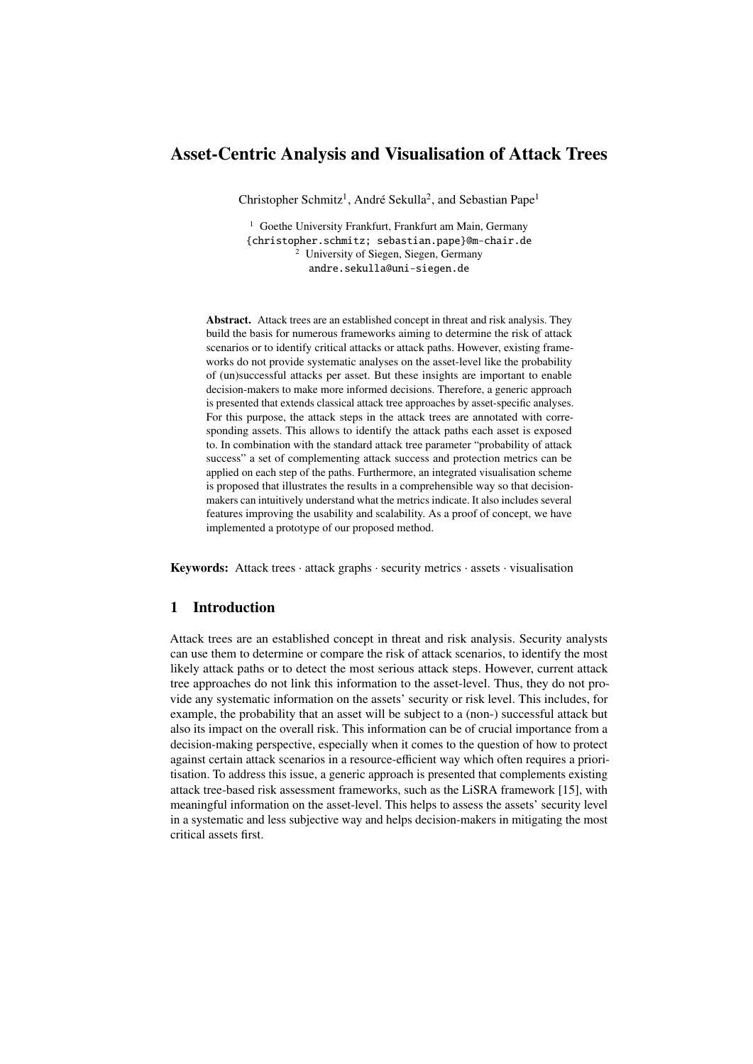# Asset-Centric Analysis and Visualisation of Attack Trees

Christopher Schmitz[1], André Sekulla[2], and Sebastian Pape[1]

[1] Goethe University Frankfurt, Frankfurt am Main, Germany
{christopher.schmitz; sebastian.pape}@m-chair.de
[2] University of Siegen, Siegen, Germany
andre.sekulla@uni-siegen.de

**Abstract.** Attack trees are an established concept in threat and risk analysis. They build the basis for numerous frameworks aiming to determine the risk of attack scenarios or to identify critical attacks or attack paths. However, existing frameworks do not provide systematic analyses on the asset-level like the probability of (un)successful attacks per asset. But these insights are important to enable decision-makers to make more informed decisions. Therefore, a generic approach is presented that extends classical attack tree approaches by asset-specific analyses. For this purpose, the attack steps in the attack trees are annotated with corresponding assets. This allows to identify the attack paths each asset is exposed to. In combination with the standard attack tree parameter "probability of attack success" a set of complementing attack success and protection metrics can be applied on each step of the paths. Furthermore, an integrated visualisation scheme is proposed that illustrates the results in a comprehensible way so that decision-makers can intuitively understand what the metrics indicate. It also includes several features improving the usability and scalability. As a proof of concept, we have implemented a prototype of our proposed method.

**Keywords:** Attack trees · attack graphs · security metrics · assets · visualisation

## 1 Introduction

Attack trees are an established concept in threat and risk analysis. Security analysts can use them to determine or compare the risk of attack scenarios, to identify the most likely attack paths or to detect the most serious attack steps. However, current attack tree approaches do not link this information to the asset-level. Thus, they do not provide any systematic information on the assets' security or risk level. This includes, for example, the probability that an asset will be subject to a (non-) successful attack but also its impact on the overall risk. This information can be of crucial importance from a decision-making perspective, especially when it comes to the question of how to protect against certain attack scenarios in a resource-efficient way which often requires a prioritisation. To address this issue, a generic approach is presented that complements existing attack tree-based risk assessment frameworks, such as the LiSRA framework [15], with meaningful information on the asset-level. This helps to assess the assets' security level in a systematic and less subjective way and helps decision-makers in mitigating the most critical assets first.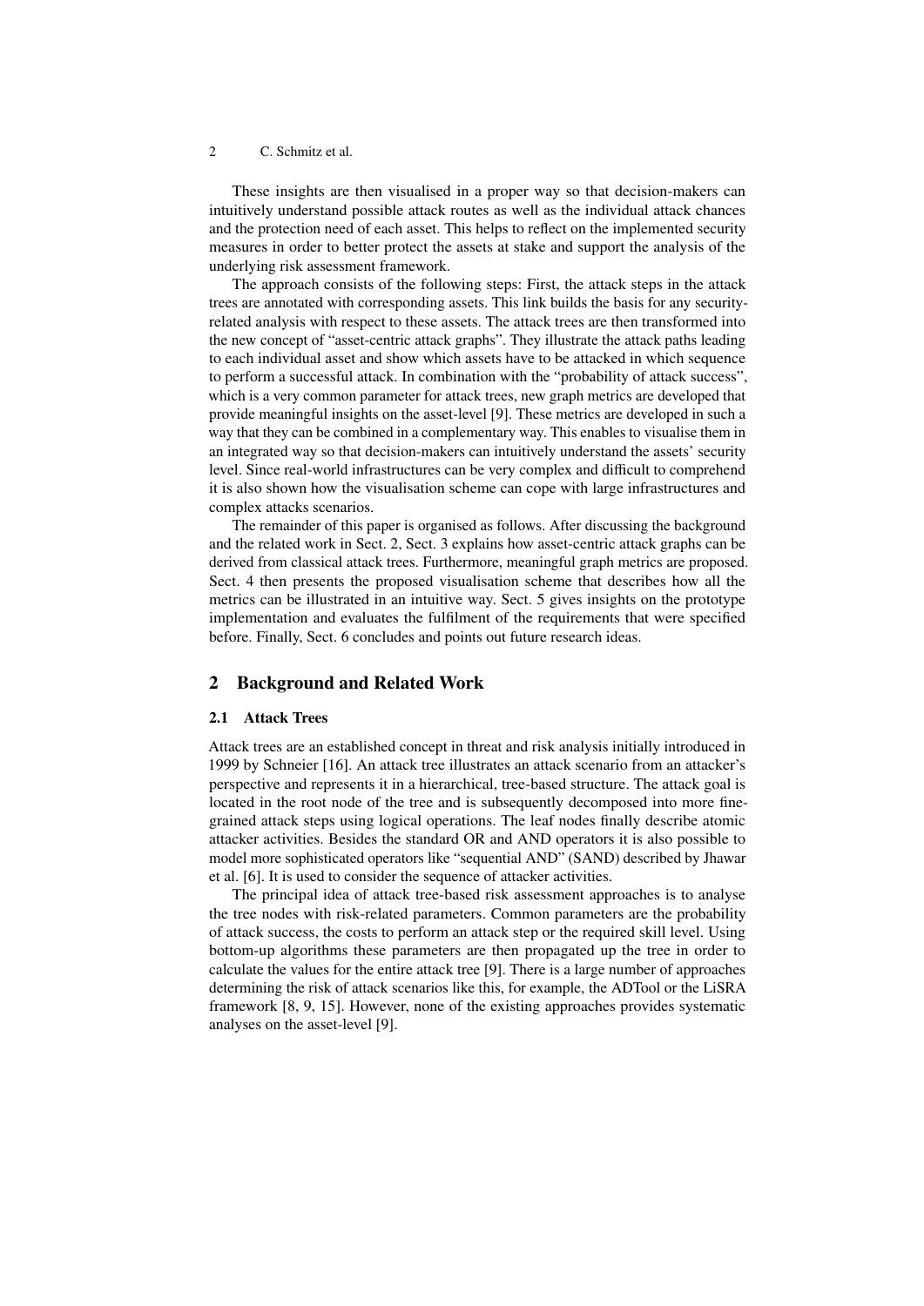These insights are then visualised in a proper way so that decision-makers can intuitively understand possible attack routes as well as the individual attack chances and the protection need of each asset. This helps to reflect on the implemented security measures in order to better protect the assets at stake and support the analysis of the underlying risk assessment framework.

The approach consists of the following steps: First, the attack steps in the attack trees are annotated with corresponding assets. This link builds the basis for any security-related analysis with respect to these assets. The attack trees are then transformed into the new concept of "asset-centric attack graphs". They illustrate the attack paths leading to each individual asset and show which assets have to be attacked in which sequence to perform a successful attack. In combination with the "probability of attack success", which is a very common parameter for attack trees, new graph metrics are developed that provide meaningful insights on the asset-level [9]. These metrics are developed in such a way that they can be combined in a complementary way. This enables to visualise them in an integrated way so that decision-makers can intuitively understand the assets' security level. Since real-world infrastructures can be very complex and difficult to comprehend it is also shown how the visualisation scheme can cope with large infrastructures and complex attacks scenarios.

The remainder of this paper is organised as follows. After discussing the background and the related work in Sect. 2, Sect. 3 explains how asset-centric attack graphs can be derived from classical attack trees. Furthermore, meaningful graph metrics are proposed. Sect. 4 then presents the proposed visualisation scheme that describes how all the metrics can be illustrated in an intuitive way. Sect. 5 gives insights on the prototype implementation and evaluates the fulfilment of the requirements that were specified before. Finally, Sect. 6 concludes and points out future research ideas.

## 2 Background and Related Work

### 2.1 Attack Trees

Attack trees are an established concept in threat and risk analysis initially introduced in 1999 by Schneier [16]. An attack tree illustrates an attack scenario from an attacker's perspective and represents it in a hierarchical, tree-based structure. The attack goal is located in the root node of the tree and is subsequently decomposed into more fine-grained attack steps using logical operations. The leaf nodes finally describe atomic attacker activities. Besides the standard OR and AND operators it is also possible to model more sophisticated operators like "sequential AND" (SAND) described by Jhawar et al. [6]. It is used to consider the sequence of attacker activities.

The principal idea of attack tree-based risk assessment approaches is to analyse the tree nodes with risk-related parameters. Common parameters are the probability of attack success, the costs to perform an attack step or the required skill level. Using bottom-up algorithms these parameters are then propagated up the tree in order to calculate the values for the entire attack tree [9]. There is a large number of approaches determining the risk of attack scenarios like this, for example, the ADTool or the LiSRA framework [8, 9, 15]. However, none of the existing approaches provides systematic analyses on the asset-level [9].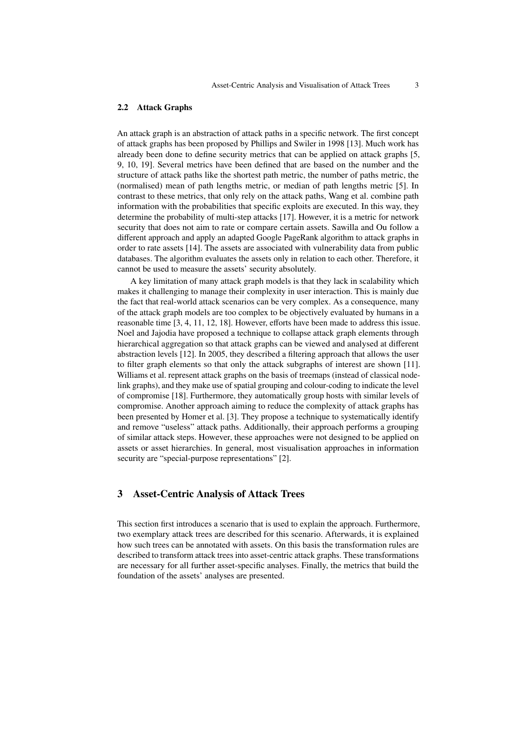### 2.2 Attack Graphs

An attack graph is an abstraction of attack paths in a specific network. The first concept of attack graphs has been proposed by Phillips and Swiler in 1998 [13]. Much work has already been done to define security metrics that can be applied on attack graphs [5, 9, 10, 19]. Several metrics have been defined that are based on the number and the structure of attack paths like the shortest path metric, the number of paths metric, the (normalised) mean of path lengths metric, or median of path lengths metric [5]. In contrast to these metrics, that only rely on the attack paths, Wang et al. combine path information with the probabilities that specific exploits are executed. In this way, they determine the probability of multi-step attacks [17]. However, it is a metric for network security that does not aim to rate or compare certain assets. Sawilla and Ou follow a different approach and apply an adapted Google PageRank algorithm to attack graphs in order to rate assets [14]. The assets are associated with vulnerability data from public databases. The algorithm evaluates the assets only in relation to each other. Therefore, it cannot be used to measure the assets' security absolutely.

A key limitation of many attack graph models is that they lack in scalability which makes it challenging to manage their complexity in user interaction. This is mainly due the fact that real-world attack scenarios can be very complex. As a consequence, many of the attack graph models are too complex to be objectively evaluated by humans in a reasonable time [3, 4, 11, 12, 18]. However, efforts have been made to address this issue. Noel and Jajodia have proposed a technique to collapse attack graph elements through hierarchical aggregation so that attack graphs can be viewed and analysed at different abstraction levels [12]. In 2005, they described a filtering approach that allows the user to filter graph elements so that only the attack subgraphs of interest are shown [11]. Williams et al. represent attack graphs on the basis of treemaps (instead of classical node-link graphs), and they make use of spatial grouping and colour-coding to indicate the level of compromise [18]. Furthermore, they automatically group hosts with similar levels of compromise. Another approach aiming to reduce the complexity of attack graphs has been presented by Homer et al. [3]. They propose a technique to systematically identify and remove "useless" attack paths. Additionally, their approach performs a grouping of similar attack steps. However, these approaches were not designed to be applied on assets or asset hierarchies. In general, most visualisation approaches in information security are "special-purpose representations" [2].

## 3 Asset-Centric Analysis of Attack Trees

This section first introduces a scenario that is used to explain the approach. Furthermore, two exemplary attack trees are described for this scenario. Afterwards, it is explained how such trees can be annotated with assets. On this basis the transformation rules are described to transform attack trees into asset-centric attack graphs. These transformations are necessary for all further asset-specific analyses. Finally, the metrics that build the foundation of the assets' analyses are presented.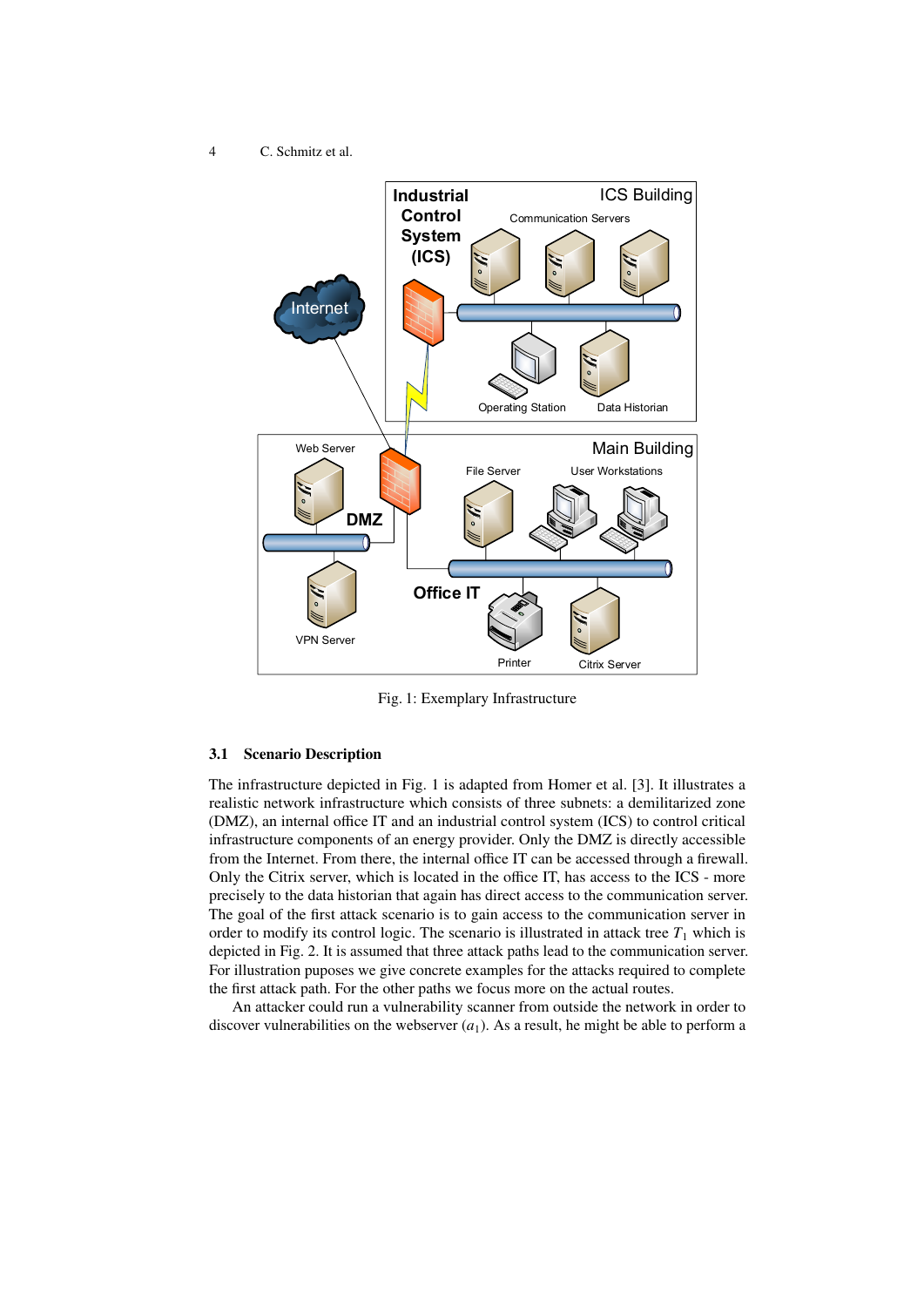Fig. 1: Exemplary Infrastructure

### 3.1 Scenario Description

The infrastructure depicted in Fig. 1 is adapted from Homer et al. [3]. It illustrates a realistic network infrastructure which consists of three subnets: a demilitarized zone (DMZ), an internal office IT and an industrial control system (ICS) to control critical infrastructure components of an energy provider. Only the DMZ is directly accessible from the Internet. From there, the internal office IT can be accessed through a firewall. Only the Citrix server, which is located in the office IT, has access to the ICS - more precisely to the data historian that again has direct access to the communication server. The goal of the first attack scenario is to gain access to the communication server in order to modify its control logic. The scenario is illustrated in attack tree $T_1$ which is depicted in Fig. 2. It is assumed that three attack paths lead to the communication server. For illustration puposes we give concrete examples for the attacks required to complete the first attack path. For the other paths we focus more on the actual routes.

An attacker could run a vulnerability scanner from outside the network in order to discover vulnerabilities on the webserver ($a_1$). As a result, he might be able to perform a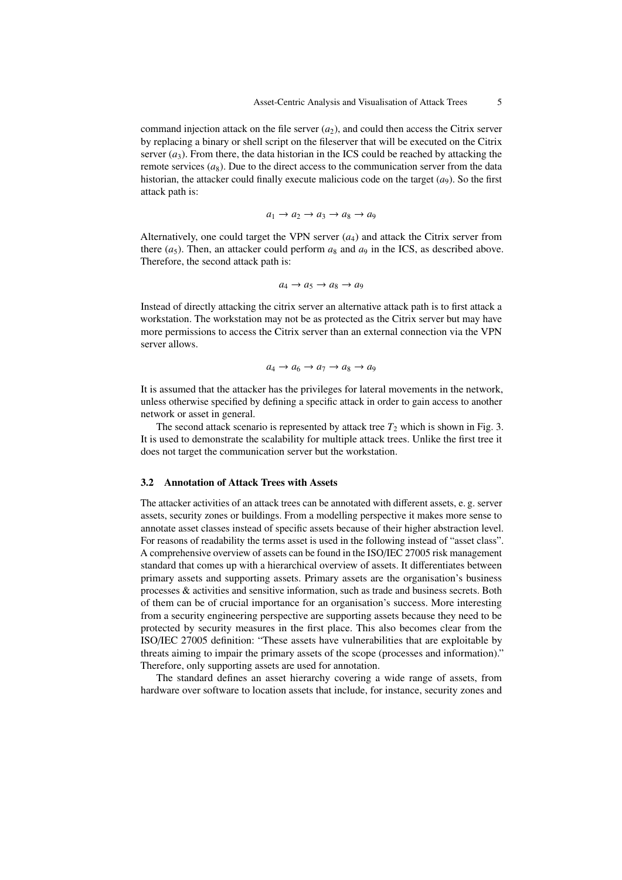command injection attack on the file server ($a_2$), and could then access the Citrix server by replacing a binary or shell script on the fileserver that will be executed on the Citrix server ($a_3$). From there, the data historian in the ICS could be reached by attacking the remote services ($a_8$). Due to the direct access to the communication server from the data historian, the attacker could finally execute malicious code on the target ($a_9$). So the first attack path is:

$$a_1 \rightarrow a_2 \rightarrow a_3 \rightarrow a_8 \rightarrow a_9$$

Alternatively, one could target the VPN server ($a_4$) and attack the Citrix server from there ($a_5$). Then, an attacker could perform $a_8$ and $a_9$ in the ICS, as described above. Therefore, the second attack path is:

$$a_4 \rightarrow a_5 \rightarrow a_8 \rightarrow a_9$$

Instead of directly attacking the citrix server an alternative attack path is to first attack a workstation. The workstation may not be as protected as the Citrix server but may have more permissions to access the Citrix server than an external connection via the VPN server allows.

$$a_4 \rightarrow a_6 \rightarrow a_7 \rightarrow a_8 \rightarrow a_9$$

It is assumed that the attacker has the privileges for lateral movements in the network, unless otherwise specified by defining a specific attack in order to gain access to another network or asset in general.

The second attack scenario is represented by attack tree $T_2$ which is shown in Fig. 3. It is used to demonstrate the scalability for multiple attack trees. Unlike the first tree it does not target the communication server but the workstation.

### 3.2 Annotation of Attack Trees with Assets

The attacker activities of an attack trees can be annotated with different assets, e. g. server assets, security zones or buildings. From a modelling perspective it makes more sense to annotate asset classes instead of specific assets because of their higher abstraction level. For reasons of readability the terms asset is used in the following instead of "asset class". A comprehensive overview of assets can be found in the ISO/IEC 27005 risk management standard that comes up with a hierarchical overview of assets. It differentiates between primary assets and supporting assets. Primary assets are the organisation's business processes & activities and sensitive information, such as trade and business secrets. Both of them can be of crucial importance for an organisation's success. More interesting from a security engineering perspective are supporting assets because they need to be protected by security measures in the first place. This also becomes clear from the ISO/IEC 27005 definition: "These assets have vulnerabilities that are exploitable by threats aiming to impair the primary assets of the scope (processes and information)." Therefore, only supporting assets are used for annotation.

The standard defines an asset hierarchy covering a wide range of assets, from hardware over software to location assets that include, for instance, security zones and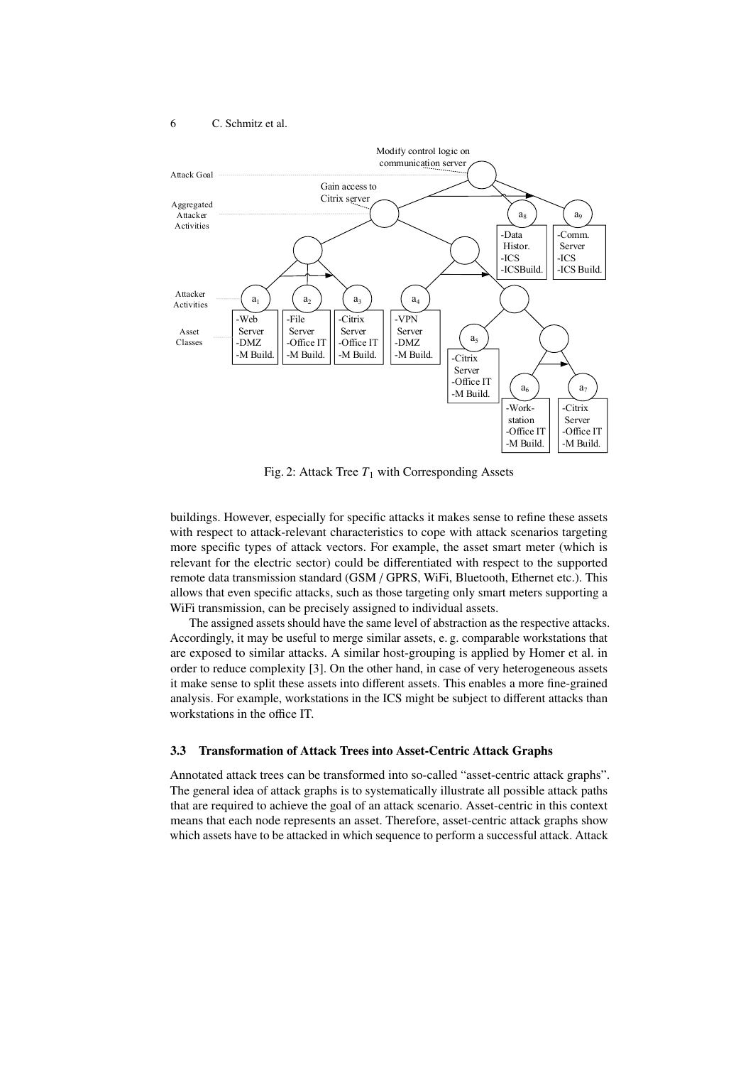Fig. 2: Attack Tree $T_1$ with Corresponding Assets

buildings. However, especially for specific attacks it makes sense to refine these assets with respect to attack-relevant characteristics to cope with attack scenarios targeting more specific types of attack vectors. For example, the asset smart meter (which is relevant for the electric sector) could be differentiated with respect to the supported remote data transmission standard (GSM / GPRS, WiFi, Bluetooth, Ethernet etc.). This allows that even specific attacks, such as those targeting only smart meters supporting a WiFi transmission, can be precisely assigned to individual assets.

The assigned assets should have the same level of abstraction as the respective attacks. Accordingly, it may be useful to merge similar assets, e. g. comparable workstations that are exposed to similar attacks. A similar host-grouping is applied by Homer et al. in order to reduce complexity [3]. On the other hand, in case of very heterogeneous assets it make sense to split these assets into different assets. This enables a more fine-grained analysis. For example, workstations in the ICS might be subject to different attacks than workstations in the office IT.

### 3.3 Transformation of Attack Trees into Asset-Centric Attack Graphs

Annotated attack trees can be transformed into so-called "asset-centric attack graphs". The general idea of attack graphs is to systematically illustrate all possible attack paths that are required to achieve the goal of an attack scenario. Asset-centric in this context means that each node represents an asset. Therefore, asset-centric attack graphs show which assets have to be attacked in which sequence to perform a successful attack. Attack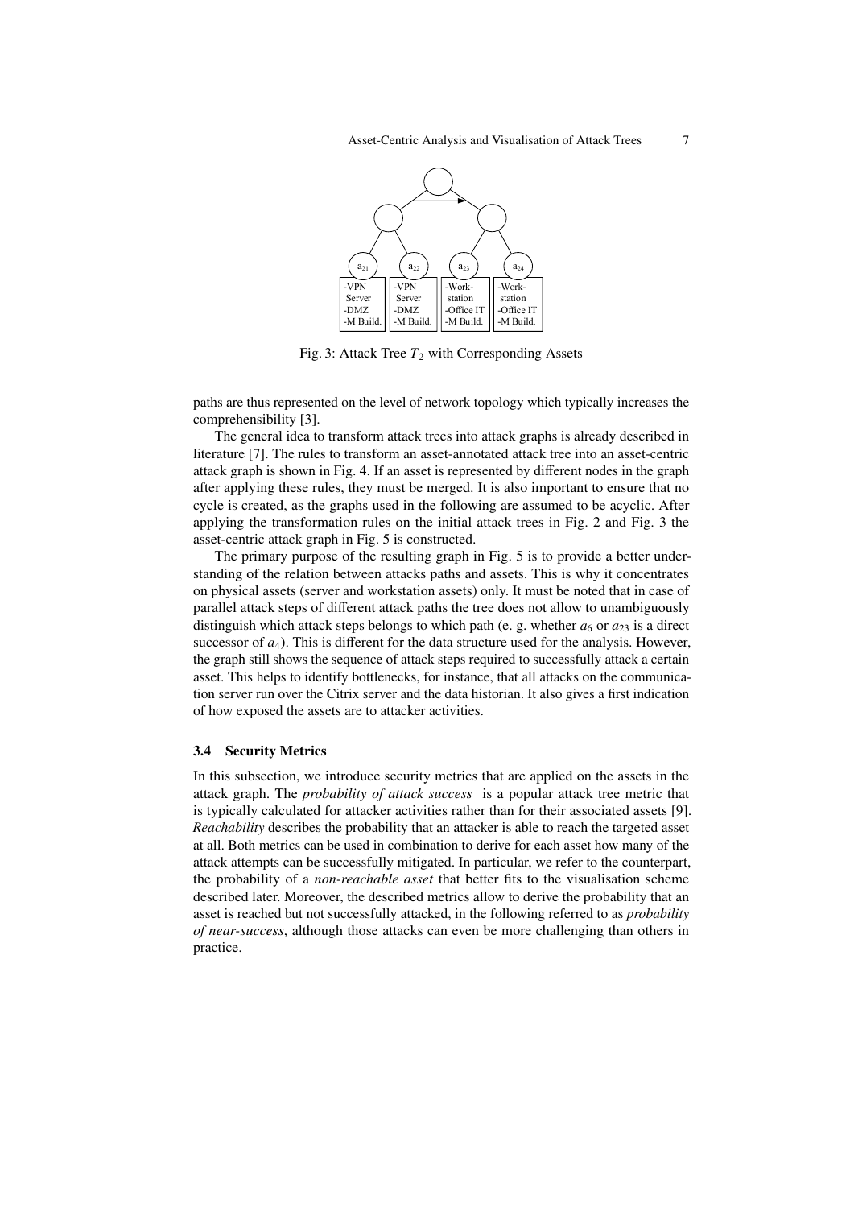Fig. 3: Attack Tree $T_2$ with Corresponding Assets

paths are thus represented on the level of network topology which typically increases the comprehensibility [3].

The general idea to transform attack trees into attack graphs is already described in literature [7]. The rules to transform an asset-annotated attack tree into an asset-centric attack graph is shown in Fig. 4. If an asset is represented by different nodes in the graph after applying these rules, they must be merged. It is also important to ensure that no cycle is created, as the graphs used in the following are assumed to be acyclic. After applying the transformation rules on the initial attack trees in Fig. 2 and Fig. 3 the asset-centric attack graph in Fig. 5 is constructed.

The primary purpose of the resulting graph in Fig. 5 is to provide a better understanding of the relation between attacks paths and assets. This is why it concentrates on physical assets (server and workstation assets) only. It must be noted that in case of parallel attack steps of different attack paths the tree does not allow to unambiguously distinguish which attack steps belongs to which path (e. g. whether $a_6$ or $a_{23}$ is a direct successor of $a_4$). This is different for the data structure used for the analysis. However, the graph still shows the sequence of attack steps required to successfully attack a certain asset. This helps to identify bottlenecks, for instance, that all attacks on the communication server run over the Citrix server and the data historian. It also gives a first indication of how exposed the assets are to attacker activities.

### 3.4 Security Metrics

In this subsection, we introduce security metrics that are applied on the assets in the attack graph. The *probability of attack success* is a popular attack tree metric that is typically calculated for attacker activities rather than for their associated assets [9]. *Reachability* describes the probability that an attacker is able to reach the targeted asset at all. Both metrics can be used in combination to derive for each asset how many of the attack attempts can be successfully mitigated. In particular, we refer to the counterpart, the probability of a *non-reachable asset* that better fits to the visualisation scheme described later. Moreover, the described metrics allow to derive the probability that an asset is reached but not successfully attacked, in the following referred to as *probability of near-success*, although those attacks can even be more challenging than others in practice.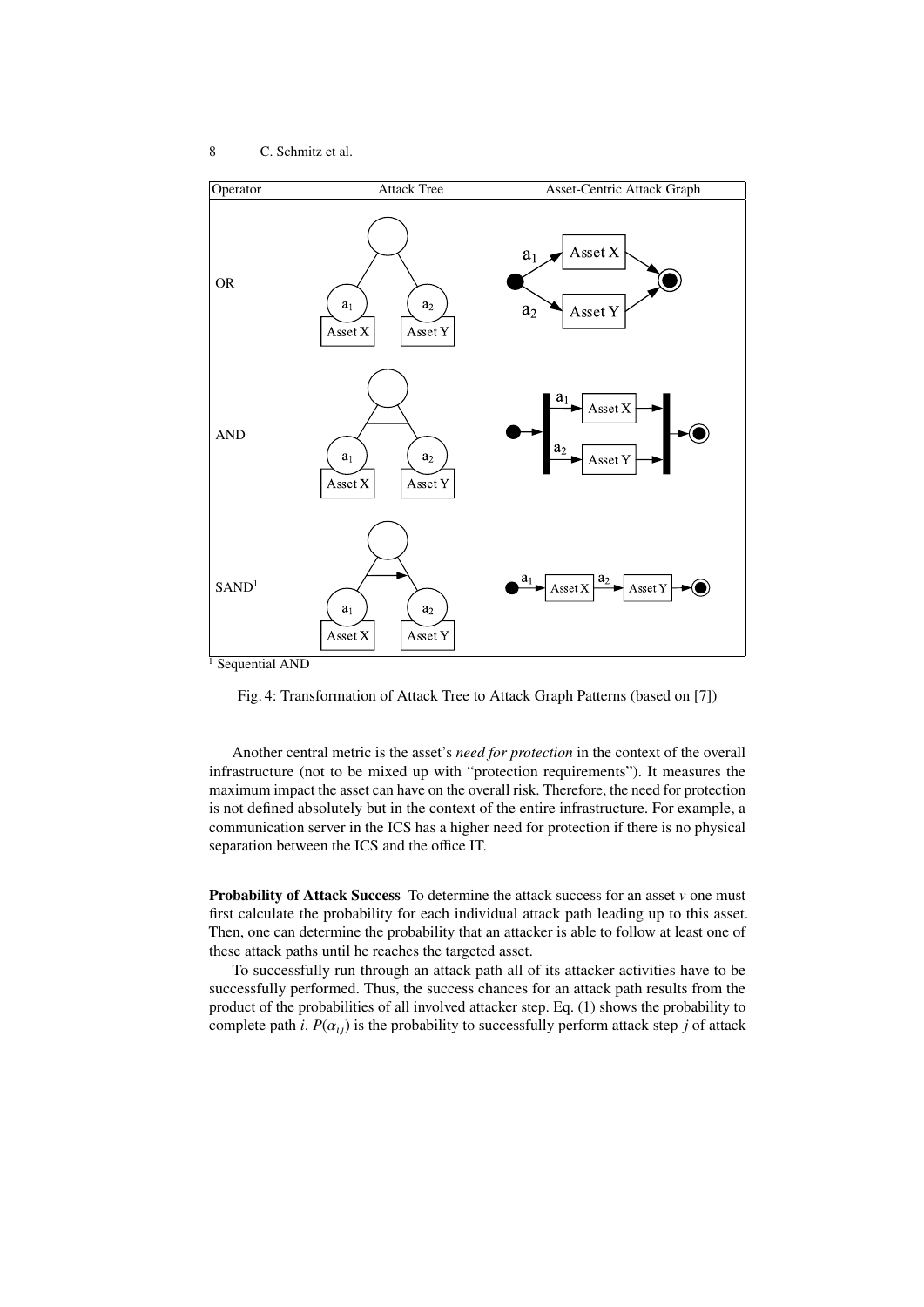| Operator | Attack Tree | Asset-Centric Attack Graph |
|---|---|---|
| OR | | |
| AND | | |
| SAND[1] | | |

[1] Sequential AND

Fig. 4: Transformation of Attack Tree to Attack Graph Patterns (based on [7])

Another central metric is the asset's *need for protection* in the context of the overall infrastructure (not to be mixed up with "protection requirements"). It measures the maximum impact the asset can have on the overall risk. Therefore, the need for protection is not defined absolutely but in the context of the entire infrastructure. For example, a communication server in the ICS has a higher need for protection if there is no physical separation between the ICS and the office IT.

**Probability of Attack Success** To determine the attack success for an asset $v$ one must first calculate the probability for each individual attack path leading up to this asset. Then, one can determine the probability that an attacker is able to follow at least one of these attack paths until he reaches the targeted asset.

To successfully run through an attack path all of its attacker activities have to be successfully performed. Thus, the success chances for an attack path results from the product of the probabilities of all involved attacker step. Eq. (1) shows the probability to complete path $i$. $P(\alpha_{ij})$ is the probability to successfully perform attack step $j$ of attack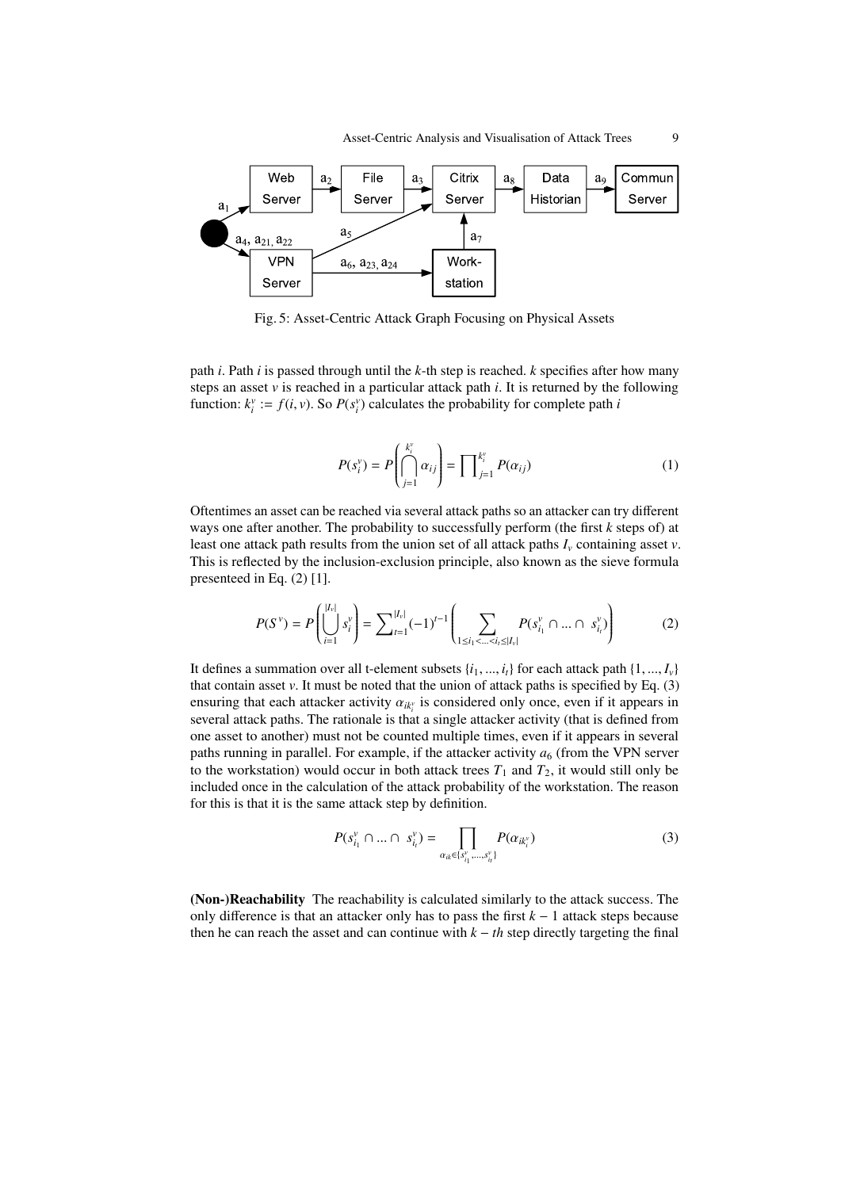Fig. 5: Asset-Centric Attack Graph Focusing on Physical Assets

path $i$. Path $i$ is passed through until the $k$-th step is reached. $k$ specifies after how many steps an asset $v$ is reached in a particular attack path $i$. It is returned by the following function: $k_i^v := f(i, v)$. So $P(s_i^v)$ calculates the probability for complete path $i$

$$P(s_i^v) = P\left(\bigcap_{j=1}^{k_i^v} \alpha_{ij}\right) = \prod_{j=1}^{k_i^v} P(\alpha_{ij}) \tag{1}$$

Oftentimes an asset can be reached via several attack paths so an attacker can try different ways one after another. The probability to successfully perform (the first $k$ steps of) at least one attack path results from the union set of all attack paths $I_v$ containing asset $v$. This is reflected by the inclusion-exclusion principle, also known as the sieve formula presenteed in Eq. (2) [1].

$$P(S^v) = P\left(\bigcup_{i=1}^{|I_v|} s_i^v\right) = \sum_{t=1}^{|I_v|} (-1)^{t-1} \left( \sum_{1 \leq i_1 < \ldots < i_t \leq |I_v|} P(s_{i_1}^v \cap \ldots \cap s_{i_t}^v) \right) \tag{2}$$

It defines a summation over all t-element subsets $\{i_1, ..., i_t\}$ for each attack path $\{1, ..., I_v\}$ that contain asset $v$. It must be noted that the union of attack paths is specified by Eq. (3) ensuring that each attacker activity $\alpha_{ik_i^v}$ is considered only once, even if it appears in several attack paths. The rationale is that a single attacker activity (that is defined from one asset to another) must not be counted multiple times, even if it appears in several paths running in parallel. For example, if the attacker activity $a_6$ (from the VPN server to the workstation) would occur in both attack trees $T_1$ and $T_2$, it would still only be included once in the calculation of the attack probability of the workstation. The reason for this is that it is the same attack step by definition.

$$P(s_{i_1}^v \cap \ldots \cap s_{i_t}^v) = \prod_{\alpha_{ik} \in \{s_{i_1}^v, \ldots, s_{i_t}^v\}} P(\alpha_{ik_i^v}) \tag{3}$$

**(Non-)Reachability** The reachability is calculated similarly to the attack success. The only difference is that an attacker only has to pass the first $k - 1$ attack steps because then he can reach the asset and can continue with $k - th$ step directly targeting the final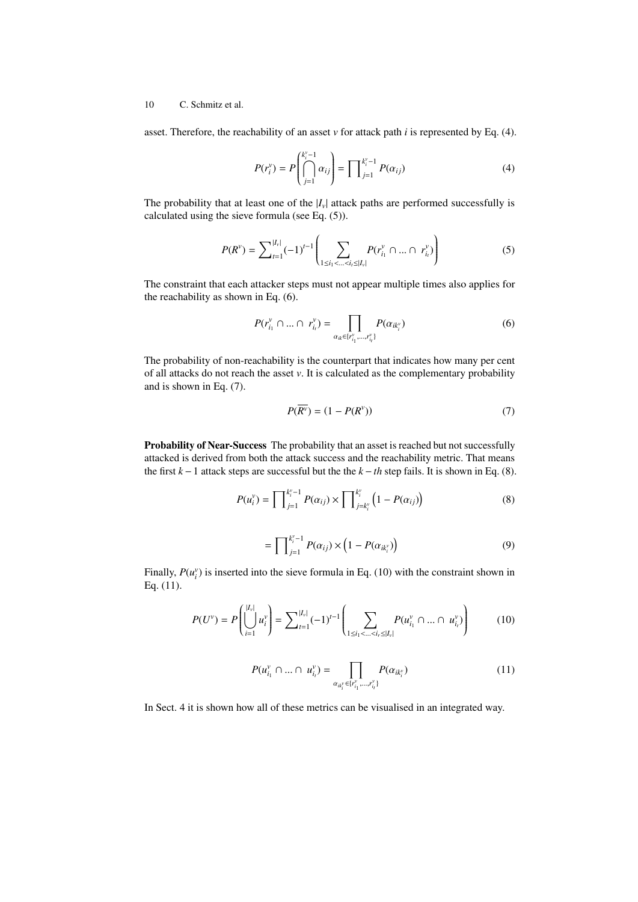asset. Therefore, the reachability of an asset $v$ for attack path $i$ is represented by Eq. (4).

$$P(r_i^v) = P\left(\bigcap_{j=1}^{k_i^v - 1} \alpha_{ij}\right) = \prod_{j=1}^{k_i^v - 1} P(\alpha_{ij}) \tag{4}$$

The probability that at least one of the $|I_v|$ attack paths are performed successfully is calculated using the sieve formula (see Eq. (5)).

$$P(R^v) = \sum_{t=1}^{|I_v|} (-1)^{t-1} \left( \sum_{1 \le i_1 < \ldots < i_t \le |I_v|} P(r_{i_1}^v \cap \ldots \cap \ r_{i_t}^v) \right) \tag{5}$$

The constraint that each attacker steps must not appear multiple times also applies for the reachability as shown in Eq. (6).

$$P(r_{i_1}^v \cap \ldots \cap \ r_{i_t}^v) = \prod_{\alpha_{ik} \in \{r_{i_1}^v, \ldots, r_{i_t}^v\}} P(\alpha_{ik_i^v}) \tag{6}$$

The probability of non-reachability is the counterpart that indicates how many per cent of all attacks do not reach the asset $v$. It is calculated as the complementary probability and is shown in Eq. (7).

$$P(\overline{R^v}) = (1 - P(R^v)) \tag{7}$$

**Probability of Near-Success** The probability that an asset is reached but not successfully attacked is derived from both the attack success and the reachability metric. That means the first $k-1$ attack steps are successful but the the $k-th$ step fails. It is shown in Eq. (8).

$$P(u_i^v) = \prod_{j=1}^{k_i^v - 1} P(\alpha_{ij}) \times \prod_{j=k_i^v}^{k_i^v} \left(1 - P(\alpha_{ij})\right) \tag{8}$$

$$= \prod_{j=1}^{k_i^v - 1} P(\alpha_{ij}) \times \left(1 - P(\alpha_{ik_i^v})\right) \tag{9}$$

Finally, $P(u_i^v)$ is inserted into the sieve formula in Eq. (10) with the constraint shown in Eq. (11).

$$P(U^v) = P\left(\bigcup_{i=1}^{|I_v|} u_i^v\right) = \sum_{t=1}^{|I_v|} (-1)^{t-1} \left( \sum_{1 \le i_1 < \ldots < i_t \le |I_v|} P(u_{i_1}^v \cap \ldots \cap \ u_{i_t}^v) \right) \tag{10}$$

$$P(u_{i_1}^v \cap \ldots \cap \ u_{i_t}^v) = \prod_{\alpha_{ik_i^v} \in \{r_{i_1}^v, \ldots, r_{i_t}^v\}} P(\alpha_{ik_i^v}) \tag{11}$$

In Sect. 4 it is shown how all of these metrics can be visualised in an integrated way.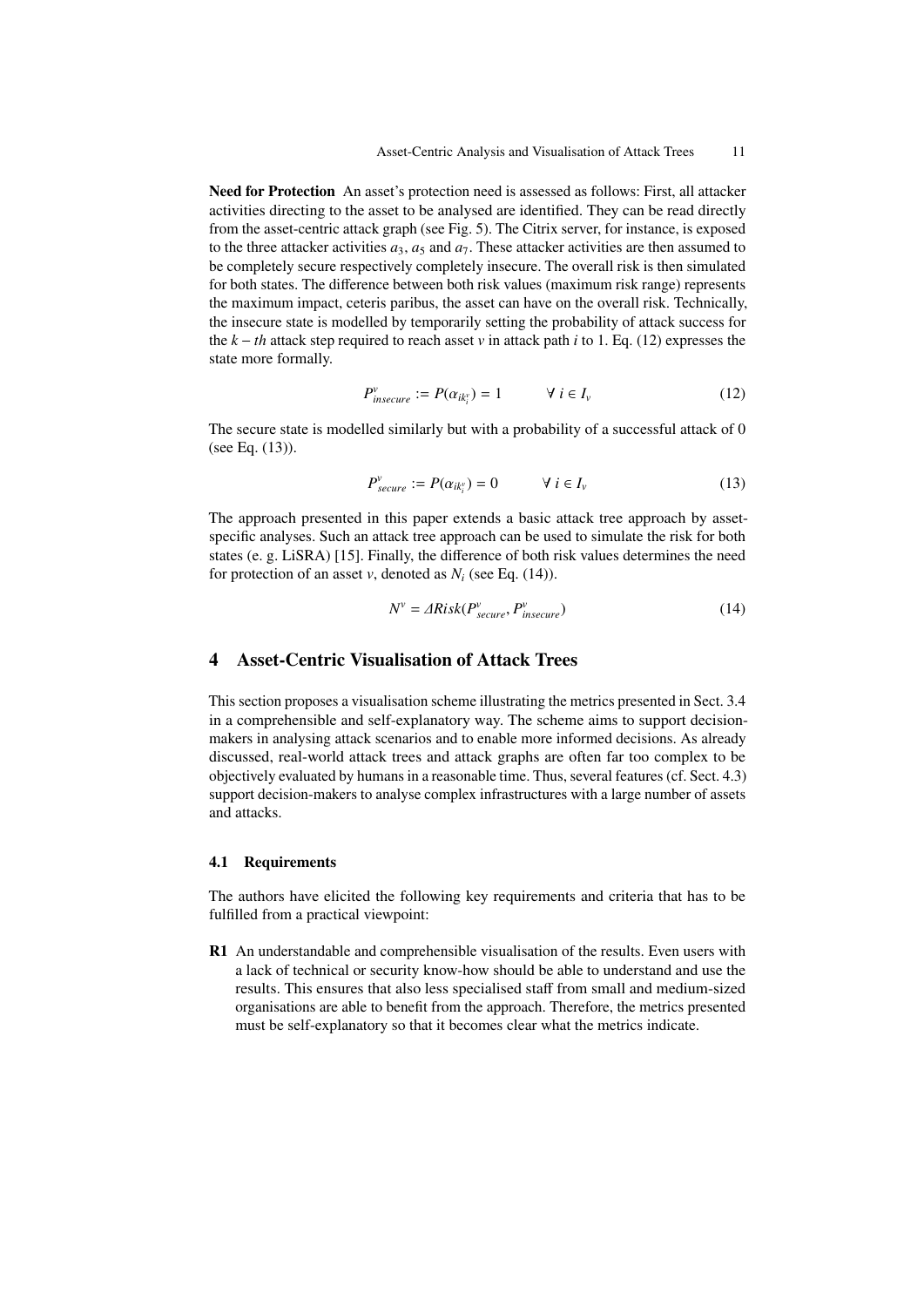**Need for Protection** An asset's protection need is assessed as follows: First, all attacker activities directing to the asset to be analysed are identified. They can be read directly from the asset-centric attack graph (see Fig. 5). The Citrix server, for instance, is exposed to the three attacker activities $a_3$, $a_5$ and $a_7$. These attacker activities are then assumed to be completely secure respectively completely insecure. The overall risk is then simulated for both states. The difference between both risk values (maximum risk range) represents the maximum impact, ceteris paribus, the asset can have on the overall risk. Technically, the insecure state is modelled by temporarily setting the probability of attack success for the $k-th$ attack step required to reach asset $v$ in attack path $i$ to 1. Eq. (12) expresses the state more formally.

$$P^v_{insecure} := P(\alpha_{ik^v_i}) = 1 \qquad \forall\ i \in I_v \tag{12}$$

The secure state is modelled similarly but with a probability of a successful attack of 0 (see Eq. (13)).

$$P^v_{secure} := P(\alpha_{ik^v_i}) = 0 \qquad \forall\ i \in I_v \tag{13}$$

The approach presented in this paper extends a basic attack tree approach by asset-specific analyses. Such an attack tree approach can be used to simulate the risk for both states (e. g. LiSRA) [15]. Finally, the difference of both risk values determines the need for protection of an asset $v$, denoted as $N_i$ (see Eq. (14)).

$$N^v = \mathit{\Delta Risk}(P^v_{secure}, P^v_{insecure}) \tag{14}$$

## 4 Asset-Centric Visualisation of Attack Trees

This section proposes a visualisation scheme illustrating the metrics presented in Sect. 3.4 in a comprehensible and self-explanatory way. The scheme aims to support decision-makers in analysing attack scenarios and to enable more informed decisions. As already discussed, real-world attack trees and attack graphs are often far too complex to be objectively evaluated by humans in a reasonable time. Thus, several features (cf. Sect. 4.3) support decision-makers to analyse complex infrastructures with a large number of assets and attacks.

### 4.1 Requirements

The authors have elicited the following key requirements and criteria that has to be fulfilled from a practical viewpoint:

**R1** An understandable and comprehensible visualisation of the results. Even users with a lack of technical or security know-how should be able to understand and use the results. This ensures that also less specialised staff from small and medium-sized organisations are able to benefit from the approach. Therefore, the metrics presented must be self-explanatory so that it becomes clear what the metrics indicate.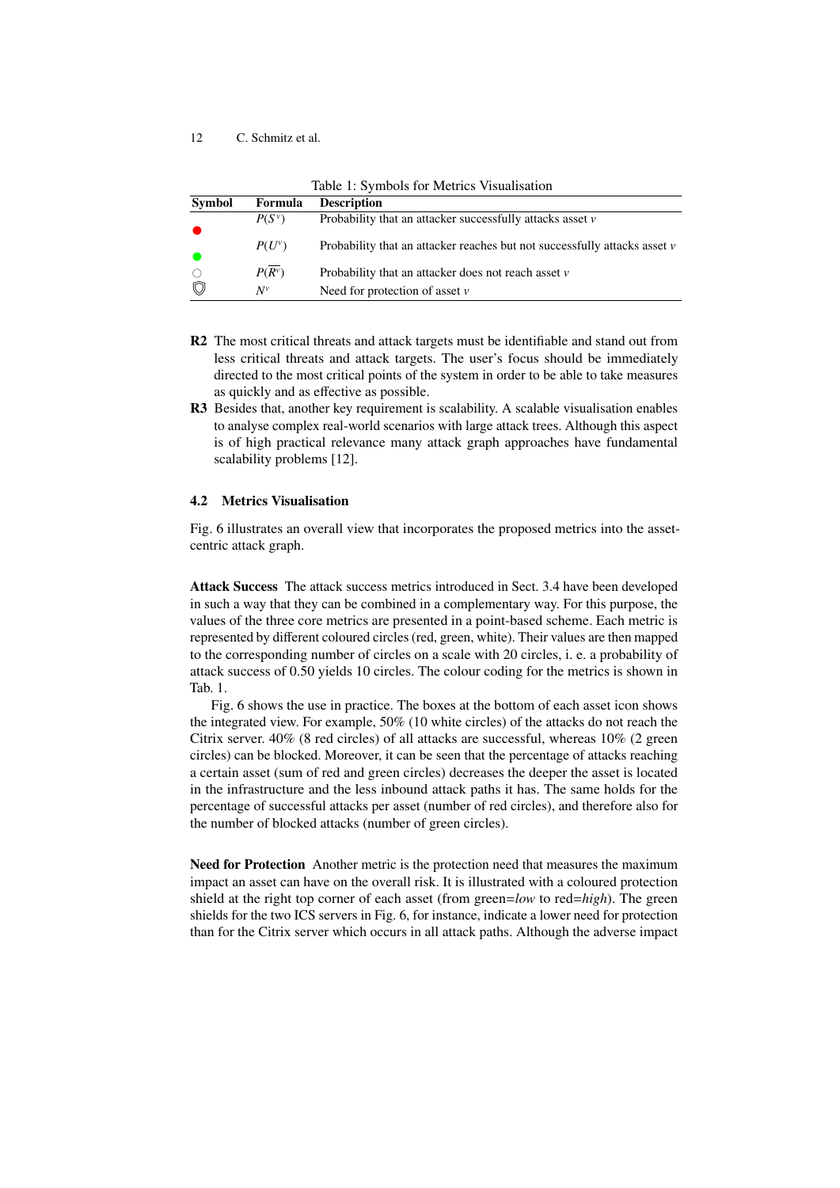Table 1: Symbols for Metrics Visualisation

| Symbol | Formula | Description |
|---|---|---|
| ● (red) | $P(S^v)$ | Probability that an attacker successfully attacks asset $v$ |
| ● (green) | $P(U^v)$ | Probability that an attacker reaches but not successfully attacks asset $v$ |
| ○ | $P(\overline{R^v})$ | Probability that an attacker does not reach asset $v$ |
| 🛡 | $N^v$ | Need for protection of asset $v$ |

**R2** The most critical threats and attack targets must be identifiable and stand out from less critical threats and attack targets. The user's focus should be immediately directed to the most critical points of the system in order to be able to take measures as quickly and as effective as possible.

**R3** Besides that, another key requirement is scalability. A scalable visualisation enables to analyse complex real-world scenarios with large attack trees. Although this aspect is of high practical relevance many attack graph approaches have fundamental scalability problems [12].

### 4.2 Metrics Visualisation

Fig. 6 illustrates an overall view that incorporates the proposed metrics into the asset-centric attack graph.

**Attack Success** The attack success metrics introduced in Sect. 3.4 have been developed in such a way that they can be combined in a complementary way. For this purpose, the values of the three core metrics are presented in a point-based scheme. Each metric is represented by different coloured circles (red, green, white). Their values are then mapped to the corresponding number of circles on a scale with 20 circles, i. e. a probability of attack success of 0.50 yields 10 circles. The colour coding for the metrics is shown in Tab. 1.

Fig. 6 shows the use in practice. The boxes at the bottom of each asset icon shows the integrated view. For example, 50% (10 white circles) of the attacks do not reach the Citrix server. 40% (8 red circles) of all attacks are successful, whereas 10% (2 green circles) can be blocked. Moreover, it can be seen that the percentage of attacks reaching a certain asset (sum of red and green circles) decreases the deeper the asset is located in the infrastructure and the less inbound attack paths it has. The same holds for the percentage of successful attacks per asset (number of red circles), and therefore also for the number of blocked attacks (number of green circles).

**Need for Protection** Another metric is the protection need that measures the maximum impact an asset can have on the overall risk. It is illustrated with a coloured protection shield at the right top corner of each asset (from green=*low* to red=*high*). The green shields for the two ICS servers in Fig. 6, for instance, indicate a lower need for protection than for the Citrix server which occurs in all attack paths. Although the adverse impact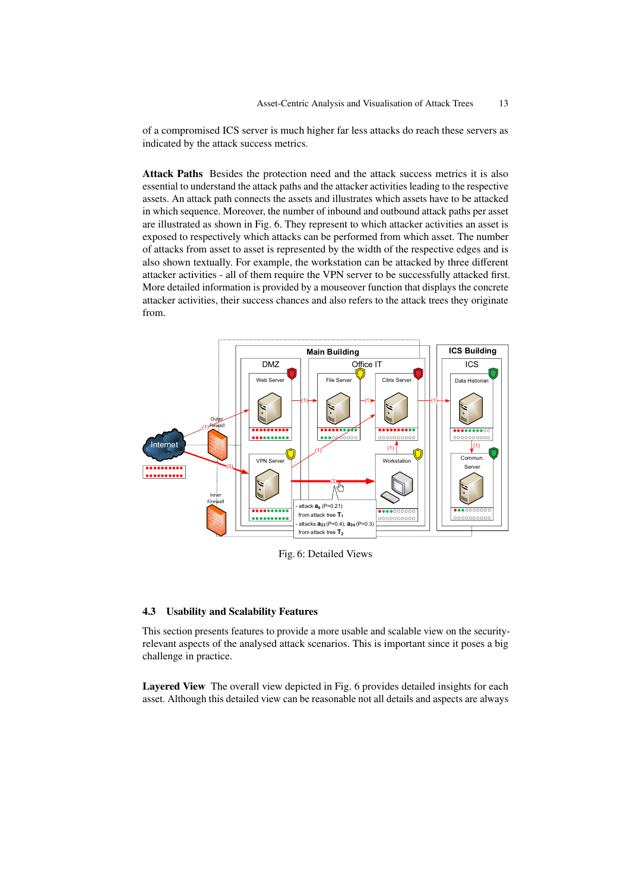of a compromised ICS server is much higher far less attacks do reach these servers as indicated by the attack success metrics.

**Attack Paths** Besides the protection need and the attack success metrics it is also essential to understand the attack paths and the attacker activities leading to the respective assets. An attack path connects the assets and illustrates which assets have to be attacked in which sequence. Moreover, the number of inbound and outbound attack paths per asset are illustrated as shown in Fig. 6. They represent to which attacker activities an asset is exposed to respectively which attacks can be performed from which asset. The number of attacks from asset to asset is represented by the width of the respective edges and is also shown textually. For example, the workstation can be attacked by three different attacker activities - all of them require the VPN server to be successfully attacked first. More detailed information is provided by a mouseover function that displays the concrete attacker activities, their success chances and also refers to the attack trees they originate from.

Fig. 6: Detailed Views

### 4.3 Usability and Scalability Features

This section presents features to provide a more usable and scalable view on the security-relevant aspects of the analysed attack scenarios. This is important since it poses a big challenge in practice.

**Layered View** The overall view depicted in Fig. 6 provides detailed insights for each asset. Although this detailed view can be reasonable not all details and aspects are always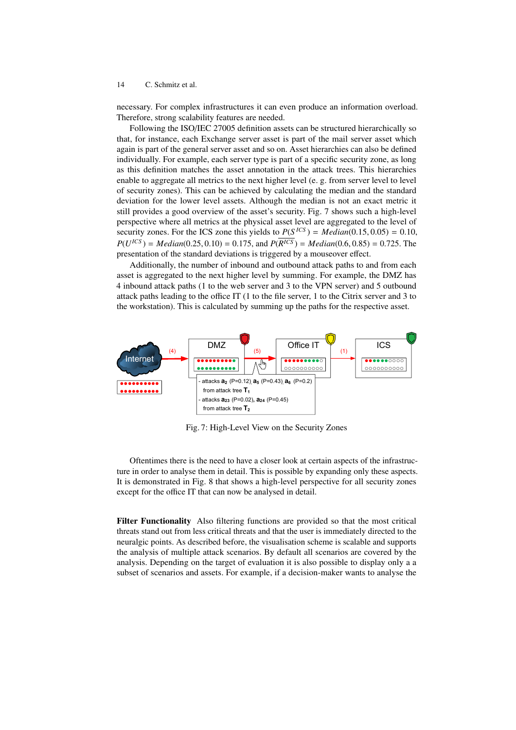necessary. For complex infrastructures it can even produce an information overload. Therefore, strong scalability features are needed.

Following the ISO/IEC 27005 definition assets can be structured hierarchically so that, for instance, each Exchange server asset is part of the mail server asset which again is part of the general server asset and so on. Asset hierarchies can also be defined individually. For example, each server type is part of a specific security zone, as long as this definition matches the asset annotation in the attack trees. This hierarchies enable to aggregate all metrics to the next higher level (e. g. from server level to level of security zones). This can be achieved by calculating the median and the standard deviation for the lower level assets. Although the median is not an exact metric it still provides a good overview of the asset's security. Fig. 7 shows such a high-level perspective where all metrics at the physical asset level are aggregated to the level of security zones. For the ICS zone this yields to $\underline{P(S^{ICS})} = Median(0.15, 0.05) = 0.10$, $P(U^{ICS}) = Median(0.25, 0.10) = 0.175$, and $\underline{P(\overline{R^{ICS}})} = Median(0.6, 0.85) = 0.725$. The presentation of the standard deviations is triggered by a mouseover effect.

Additionally, the number of inbound and outbound attack paths to and from each asset is aggregated to the next higher level by summing. For example, the DMZ has 4 inbound attack paths (1 to the web server and 3 to the VPN server) and 5 outbound attack paths leading to the office IT (1 to the file server, 1 to the Citrix server and 3 to the workstation). This is calculated by summing up the paths for the respective asset.

Internet → (4) → DMZ → (5) → Office IT → (1) → ICS

- attacks $a_2$ (P=0.12), $a_5$ (P=0.43), $a_6$ (P=0.2) from attack tree $T_1$
- attacks $a_{23}$ (P=0.02), $a_{24}$ (P=0.45) from attack tree $T_2$

Fig. 7: High-Level View on the Security Zones

Oftentimes there is the need to have a closer look at certain aspects of the infrastructure in order to analyse them in detail. This is possible by expanding only these aspects. It is demonstrated in Fig. 8 that shows a high-level perspective for all security zones except for the office IT that can now be analysed in detail.

**Filter Functionality** Also filtering functions are provided so that the most critical threats stand out from less critical threats and that the user is immediately directed to the neuralgic points. As described before, the visualisation scheme is scalable and supports the analysis of multiple attack scenarios. By default all scenarios are covered by the analysis. Depending on the target of evaluation it is also possible to display only a a subset of scenarios and assets. For example, if a decision-maker wants to analyse the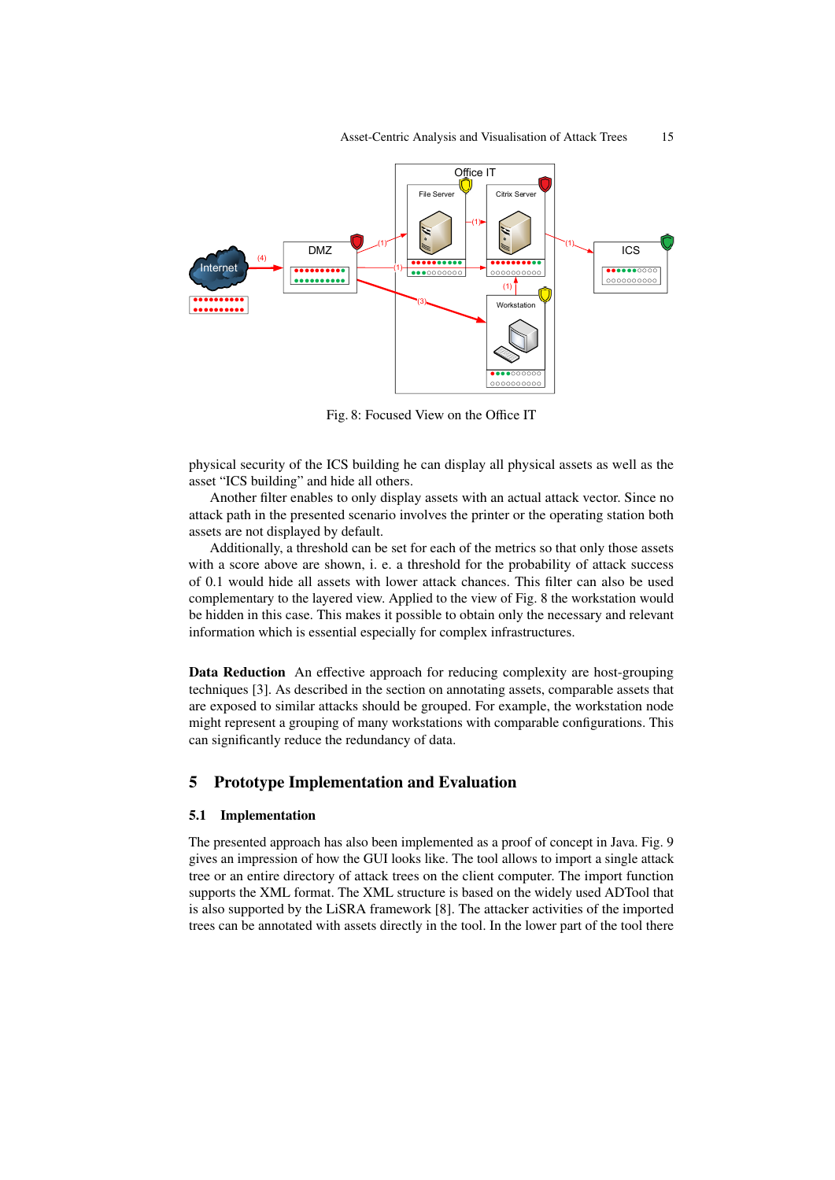Fig. 8: Focused View on the Office IT

physical security of the ICS building he can display all physical assets as well as the asset "ICS building" and hide all others.

Another filter enables to only display assets with an actual attack vector. Since no attack path in the presented scenario involves the printer or the operating station both assets are not displayed by default.

Additionally, a threshold can be set for each of the metrics so that only those assets with a score above are shown, i. e. a threshold for the probability of attack success of 0.1 would hide all assets with lower attack chances. This filter can also be used complementary to the layered view. Applied to the view of Fig. 8 the workstation would be hidden in this case. This makes it possible to obtain only the necessary and relevant information which is essential especially for complex infrastructures.

**Data Reduction** An effective approach for reducing complexity are host-grouping techniques [3]. As described in the section on annotating assets, comparable assets that are exposed to similar attacks should be grouped. For example, the workstation node might represent a grouping of many workstations with comparable configurations. This can significantly reduce the redundancy of data.

## 5 Prototype Implementation and Evaluation

### 5.1 Implementation

The presented approach has also been implemented as a proof of concept in Java. Fig. 9 gives an impression of how the GUI looks like. The tool allows to import a single attack tree or an entire directory of attack trees on the client computer. The import function supports the XML format. The XML structure is based on the widely used ADTool that is also supported by the LiSRA framework [8]. The attacker activities of the imported trees can be annotated with assets directly in the tool. In the lower part of the tool there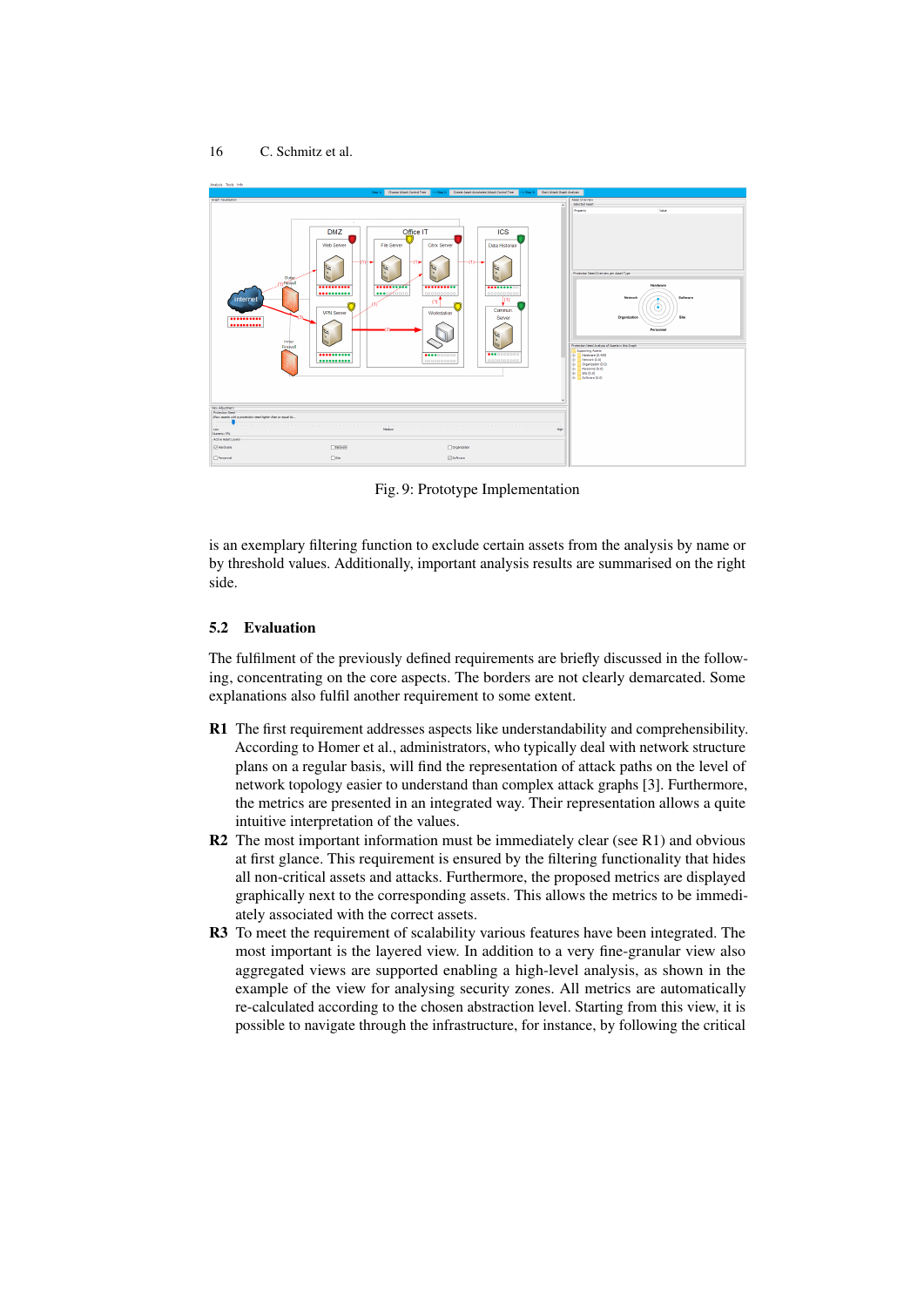Fig. 9: Prototype Implementation

is an exemplary filtering function to exclude certain assets from the analysis by name or by threshold values. Additionally, important analysis results are summarised on the right side.

### 5.2 Evaluation

The fulfilment of the previously defined requirements are briefly discussed in the following, concentrating on the core aspects. The borders are not clearly demarcated. Some explanations also fulfil another requirement to some extent.

**R1** The first requirement addresses aspects like understandability and comprehensibility. According to Homer et al., administrators, who typically deal with network structure plans on a regular basis, will find the representation of attack paths on the level of network topology easier to understand than complex attack graphs [3]. Furthermore, the metrics are presented in an integrated way. Their representation allows a quite intuitive interpretation of the values.

**R2** The most important information must be immediately clear (see R1) and obvious at first glance. This requirement is ensured by the filtering functionality that hides all non-critical assets and attacks. Furthermore, the proposed metrics are displayed graphically next to the corresponding assets. This allows the metrics to be immediately associated with the correct assets.

**R3** To meet the requirement of scalability various features have been integrated. The most important is the layered view. In addition to a very fine-granular view also aggregated views are supported enabling a high-level analysis, as shown in the example of the view for analysing security zones. All metrics are automatically re-calculated according to the chosen abstraction level. Starting from this view, it is possible to navigate through the infrastructure, for instance, by following the critical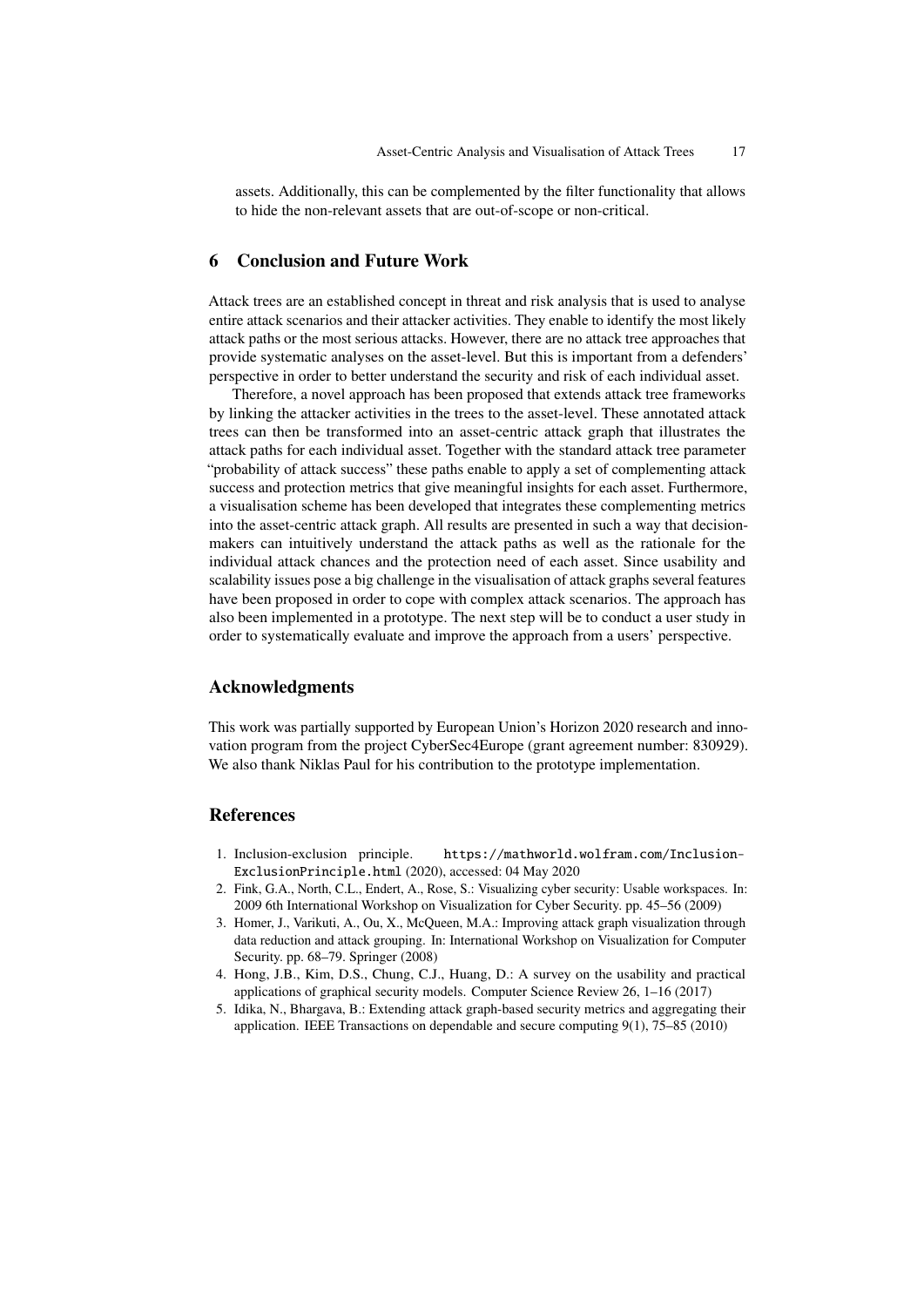assets. Additionally, this can be complemented by the filter functionality that allows to hide the non-relevant assets that are out-of-scope or non-critical.

## 6 Conclusion and Future Work

Attack trees are an established concept in threat and risk analysis that is used to analyse entire attack scenarios and their attacker activities. They enable to identify the most likely attack paths or the most serious attacks. However, there are no attack tree approaches that provide systematic analyses on the asset-level. But this is important from a defenders' perspective in order to better understand the security and risk of each individual asset.

Therefore, a novel approach has been proposed that extends attack tree frameworks by linking the attacker activities in the trees to the asset-level. These annotated attack trees can then be transformed into an asset-centric attack graph that illustrates the attack paths for each individual asset. Together with the standard attack tree parameter "probability of attack success" these paths enable to apply a set of complementing attack success and protection metrics that give meaningful insights for each asset. Furthermore, a visualisation scheme has been developed that integrates these complementing metrics into the asset-centric attack graph. All results are presented in such a way that decision-makers can intuitively understand the attack paths as well as the rationale for the individual attack chances and the protection need of each asset. Since usability and scalability issues pose a big challenge in the visualisation of attack graphs several features have been proposed in order to cope with complex attack scenarios. The approach has also been implemented in a prototype. The next step will be to conduct a user study in order to systematically evaluate and improve the approach from a users' perspective.

## Acknowledgments

This work was partially supported by European Union's Horizon 2020 research and innovation program from the project CyberSec4Europe (grant agreement number: 830929). We also thank Niklas Paul for his contribution to the prototype implementation.

## References

1. Inclusion-exclusion principle. https://mathworld.wolfram.com/Inclusion-ExclusionPrinciple.html (2020), accessed: 04 May 2020
2. Fink, G.A., North, C.L., Endert, A., Rose, S.: Visualizing cyber security: Usable workspaces. In: 2009 6th International Workshop on Visualization for Cyber Security. pp. 45–56 (2009)
3. Homer, J., Varikuti, A., Ou, X., McQueen, M.A.: Improving attack graph visualization through data reduction and attack grouping. In: International Workshop on Visualization for Computer Security. pp. 68–79. Springer (2008)
4. Hong, J.B., Kim, D.S., Chung, C.J., Huang, D.: A survey on the usability and practical applications of graphical security models. Computer Science Review 26, 1–16 (2017)
5. Idika, N., Bhargava, B.: Extending attack graph-based security metrics and aggregating their application. IEEE Transactions on dependable and secure computing 9(1), 75–85 (2010)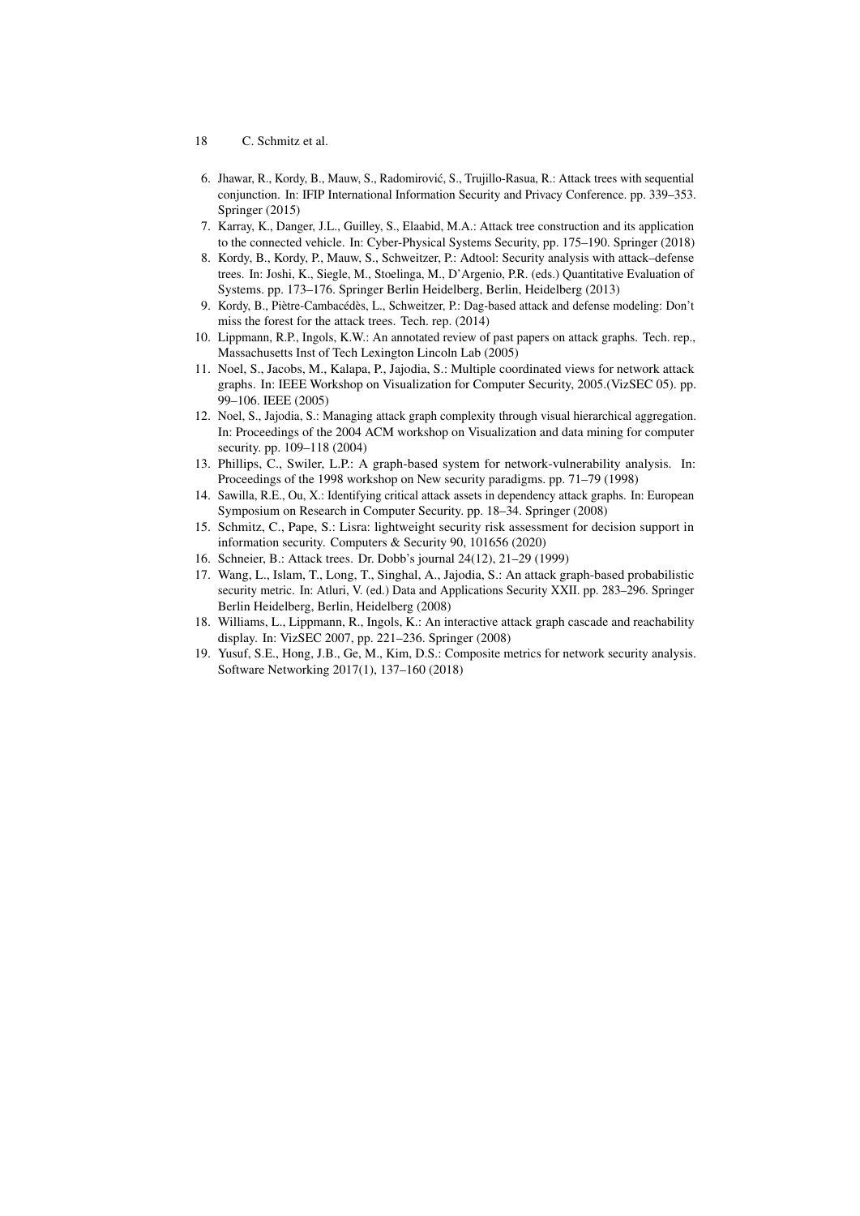6. Jhawar, R., Kordy, B., Mauw, S., Radomirović, S., Trujillo-Rasua, R.: Attack trees with sequential conjunction. In: IFIP International Information Security and Privacy Conference. pp. 339–353. Springer (2015)
7. Karray, K., Danger, J.L., Guilley, S., Elaabid, M.A.: Attack tree construction and its application to the connected vehicle. In: Cyber-Physical Systems Security, pp. 175–190. Springer (2018)
8. Kordy, B., Kordy, P., Mauw, S., Schweitzer, P.: Adtool: Security analysis with attack–defense trees. In: Joshi, K., Siegle, M., Stoelinga, M., D'Argenio, P.R. (eds.) Quantitative Evaluation of Systems. pp. 173–176. Springer Berlin Heidelberg, Berlin, Heidelberg (2013)
9. Kordy, B., Piètre-Cambacédès, L., Schweitzer, P.: Dag-based attack and defense modeling: Don't miss the forest for the attack trees. Tech. rep. (2014)
10. Lippmann, R.P., Ingols, K.W.: An annotated review of past papers on attack graphs. Tech. rep., Massachusetts Inst of Tech Lexington Lincoln Lab (2005)
11. Noel, S., Jacobs, M., Kalapa, P., Jajodia, S.: Multiple coordinated views for network attack graphs. In: IEEE Workshop on Visualization for Computer Security, 2005.(VizSEC 05). pp. 99–106. IEEE (2005)
12. Noel, S., Jajodia, S.: Managing attack graph complexity through visual hierarchical aggregation. In: Proceedings of the 2004 ACM workshop on Visualization and data mining for computer security. pp. 109–118 (2004)
13. Phillips, C., Swiler, L.P.: A graph-based system for network-vulnerability analysis. In: Proceedings of the 1998 workshop on New security paradigms. pp. 71–79 (1998)
14. Sawilla, R.E., Ou, X.: Identifying critical attack assets in dependency attack graphs. In: European Symposium on Research in Computer Security. pp. 18–34. Springer (2008)
15. Schmitz, C., Pape, S.: Lisra: lightweight security risk assessment for decision support in information security. Computers & Security 90, 101656 (2020)
16. Schneier, B.: Attack trees. Dr. Dobb's journal 24(12), 21–29 (1999)
17. Wang, L., Islam, T., Long, T., Singhal, A., Jajodia, S.: An attack graph-based probabilistic security metric. In: Atluri, V. (ed.) Data and Applications Security XXII. pp. 283–296. Springer Berlin Heidelberg, Berlin, Heidelberg (2008)
18. Williams, L., Lippmann, R., Ingols, K.: An interactive attack graph cascade and reachability display. In: VizSEC 2007, pp. 221–236. Springer (2008)
19. Yusuf, S.E., Hong, J.B., Ge, M., Kim, D.S.: Composite metrics for network security analysis. Software Networking 2017(1), 137–160 (2018)